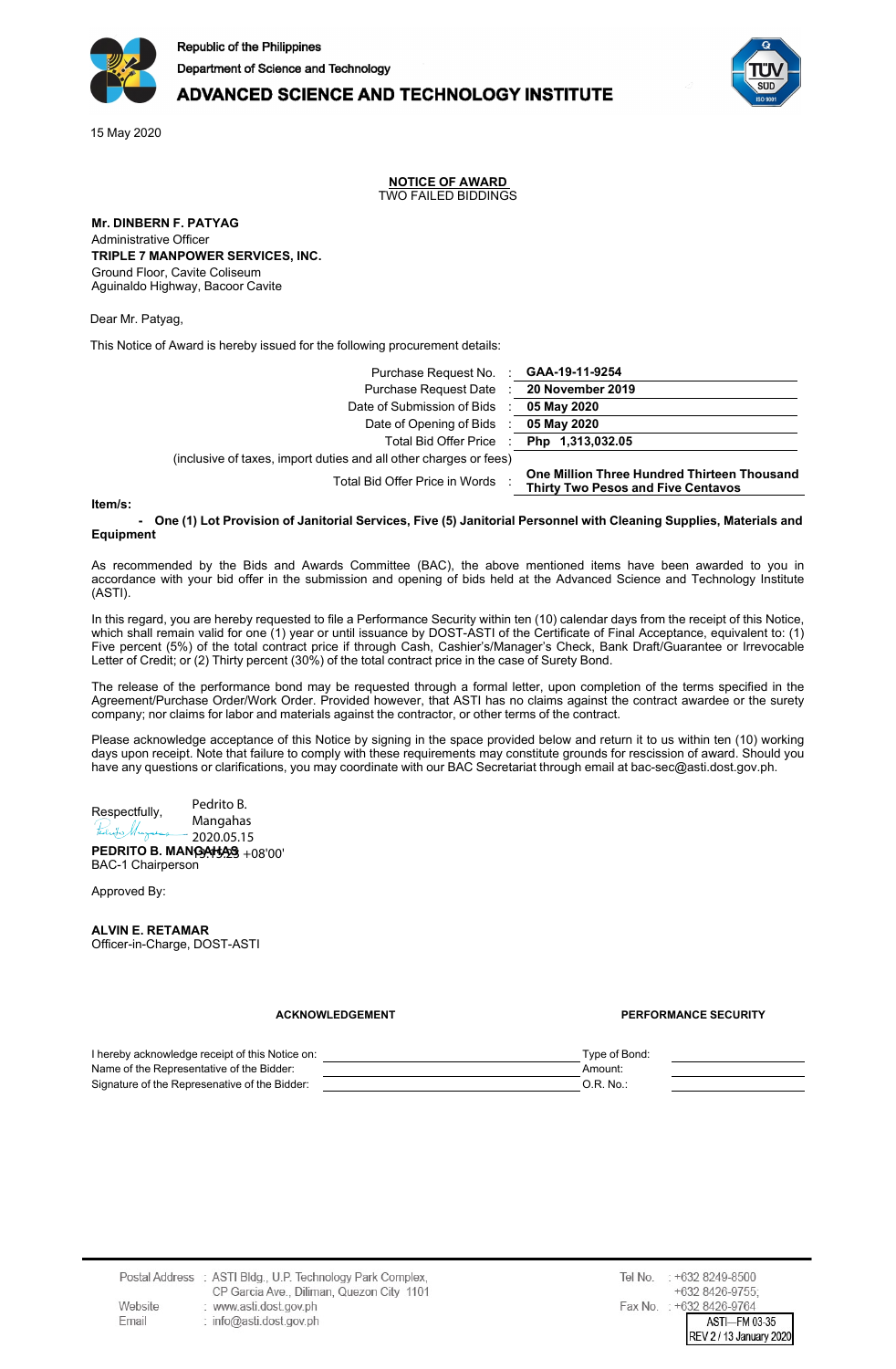Republic of the Philippines
Department of Science and Technology
**ADVANCED SCIENCE AND TECHNOLOGY INSTITUTE**

15 May 2020

**NOTICE OF AWARD**
TWO FAILED BIDDINGS

**Mr. DINBERN F. PATYAG**
Administrative Officer
**TRIPLE 7 MANPOWER SERVICES, INC.**
Ground Floor, Cavite Coliseum
Aguinaldo Highway, Bacoor Cavite

Dear Mr. Patyag,

This Notice of Award is hereby issued for the following procurement details:

| | | |
|---|---|---|
| Purchase Request No. | : | **GAA-19-11-9254** |
| Purchase Request Date | : | **20 November 2019** |
| Date of Submission of Bids | : | **05 May 2020** |
| Date of Opening of Bids | : | **05 May 2020** |
| Total Bid Offer Price | : | **Php 1,313,032.05** |
| (inclusive of taxes, import duties and all other charges or fees) | | |
| Total Bid Offer Price in Words | : | **One Million Three Hundred Thirteen Thousand Thirty Two Pesos and Five Centavos** |

**Item/s:**

- **One (1) Lot Provision of Janitorial Services, Five (5) Janitorial Personnel with Cleaning Supplies, Materials and Equipment**

As recommended by the Bids and Awards Committee (BAC), the above mentioned items have been awarded to you in accordance with your bid offer in the submission and opening of bids held at the Advanced Science and Technology Institute (ASTI).

In this regard, you are hereby requested to file a Performance Security within ten (10) calendar days from the receipt of this Notice, which shall remain valid for one (1) year or until issuance by DOST-ASTI of the Certificate of Final Acceptance, equivalent to: (1) Five percent (5%) of the total contract price if through Cash, Cashier's/Manager's Check, Bank Draft/Guarantee or Irrevocable Letter of Credit; or (2) Thirty percent (30%) of the total contract price in the case of Surety Bond.

The release of the performance bond may be requested through a formal letter, upon completion of the terms specified in the Agreement/Purchase Order/Work Order. Provided however, that ASTI has no claims against the contract awardee or the surety company; nor claims for labor and materials against the contractor, or other terms of the contract.

Please acknowledge acceptance of this Notice by signing in the space provided below and return it to us within ten (10) working days upon receipt. Note that failure to comply with these requirements may constitute grounds for rescission of award. Should you have any questions or clarifications, you may coordinate with our BAC Secretariat through email at bac-sec@asti.dost.gov.ph.

Respectfully,

Pedrito B. Mangahas
2020.05.15 13:15:23 +08'00'

**PEDRITO B. MANGAHAS**
BAC-1 Chairperson

Approved By:

**ALVIN E. RETAMAR**
Officer-in-Charge, DOST-ASTI

**ACKNOWLEDGEMENT**

I hereby acknowledge receipt of this Notice on: ______________________
Name of the Representative of the Bidder: ______________________
Signature of the Represenative of the Bidder: ______________________

**PERFORMANCE SECURITY**

Type of Bond: ______________
Amount: ______________
O.R. No.: ______________

Postal Address : ASTI Bldg., U.P. Technology Park Complex, CP Garcia Ave., Diliman, Quezon City 1101
Website : www.asti.dost.gov.ph
Email : info@asti.dost.gov.ph
Tel No. : +632 8249-8500, +632 8426-9755;
Fax No. : +632 8426-9764

ASTI—FM 03-35
REV 2 / 13 January 2020